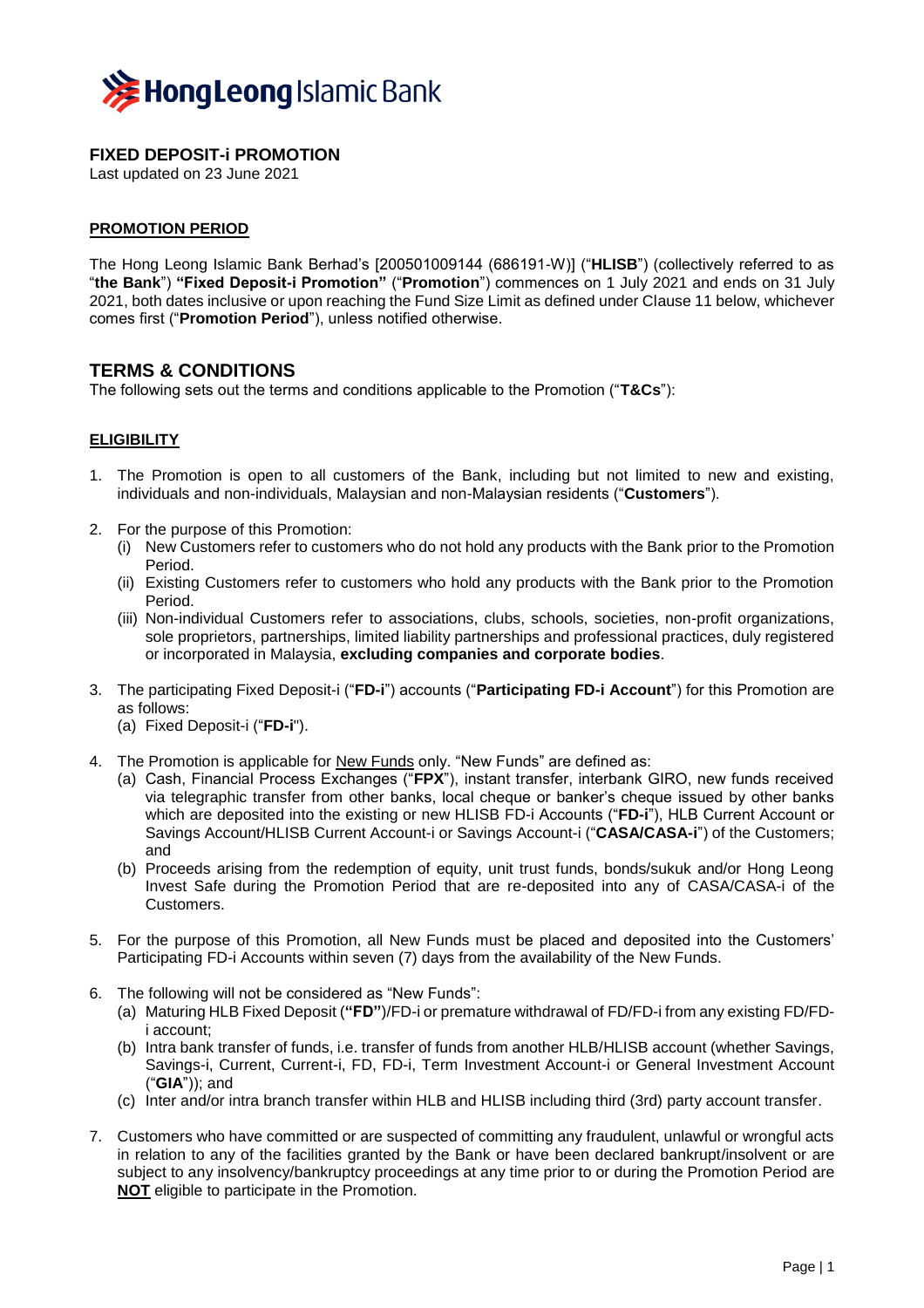# FIXED DEPOSIT-i PROMOTION

Last updated on 23 June 2021

## PROMOTION PERIOD

The Hong Leong Islamic Bank Berhad's [200501009144 (686191-W)] ("**HLISB**") (collectively referred to as "**the Bank**") **"Fixed Deposit-i Promotion"** ("**Promotion**") commences on 1 July 2021 and ends on 31 July 2021, both dates inclusive or upon reaching the Fund Size Limit as defined under Clause 11 below, whichever comes first ("**Promotion Period**"), unless notified otherwise.

# TERMS & CONDITIONS

The following sets out the terms and conditions applicable to the Promotion ("**T&Cs**"):

## ELIGIBILITY

1. The Promotion is open to all customers of the Bank, including but not limited to new and existing, individuals and non-individuals, Malaysian and non-Malaysian residents ("**Customers**").

2. For the purpose of this Promotion:
   (i) New Customers refer to customers who do not hold any products with the Bank prior to the Promotion Period.
   (ii) Existing Customers refer to customers who hold any products with the Bank prior to the Promotion Period.
   (iii) Non-individual Customers refer to associations, clubs, schools, societies, non-profit organizations, sole proprietors, partnerships, limited liability partnerships and professional practices, duly registered or incorporated in Malaysia, **excluding companies and corporate bodies**.

3. The participating Fixed Deposit-i ("**FD-i**") accounts ("**Participating FD-i Account**") for this Promotion are as follows:
   (a) Fixed Deposit-i ("**FD-i**").

4. The Promotion is applicable for New Funds only. "New Funds" are defined as:
   (a) Cash, Financial Process Exchanges ("**FPX**"), instant transfer, interbank GIRO, new funds received via telegraphic transfer from other banks, local cheque or banker's cheque issued by other banks which are deposited into the existing or new HLISB FD-i Accounts ("**FD-i**"), HLB Current Account or Savings Account/HLISB Current Account-i or Savings Account-i ("**CASA/CASA-i**") of the Customers; and
   (b) Proceeds arising from the redemption of equity, unit trust funds, bonds/sukuk and/or Hong Leong Invest Safe during the Promotion Period that are re-deposited into any of CASA/CASA-i of the Customers.

5. For the purpose of this Promotion, all New Funds must be placed and deposited into the Customers' Participating FD-i Accounts within seven (7) days from the availability of the New Funds.

6. The following will not be considered as "New Funds":
   (a) Maturing HLB Fixed Deposit (**"FD"**)/FD-i or premature withdrawal of FD/FD-i from any existing FD/FD-i account;
   (b) Intra bank transfer of funds, i.e. transfer of funds from another HLB/HLISB account (whether Savings, Savings-i, Current, Current-i, FD, FD-i, Term Investment Account-i or General Investment Account ("**GIA**")); and
   (c) Inter and/or intra branch transfer within HLB and HLISB including third (3rd) party account transfer.

7. Customers who have committed or are suspected of committing any fraudulent, unlawful or wrongful acts in relation to any of the facilities granted by the Bank or have been declared bankrupt/insolvent or are subject to any insolvency/bankruptcy proceedings at any time prior to or during the Promotion Period are **NOT** eligible to participate in the Promotion.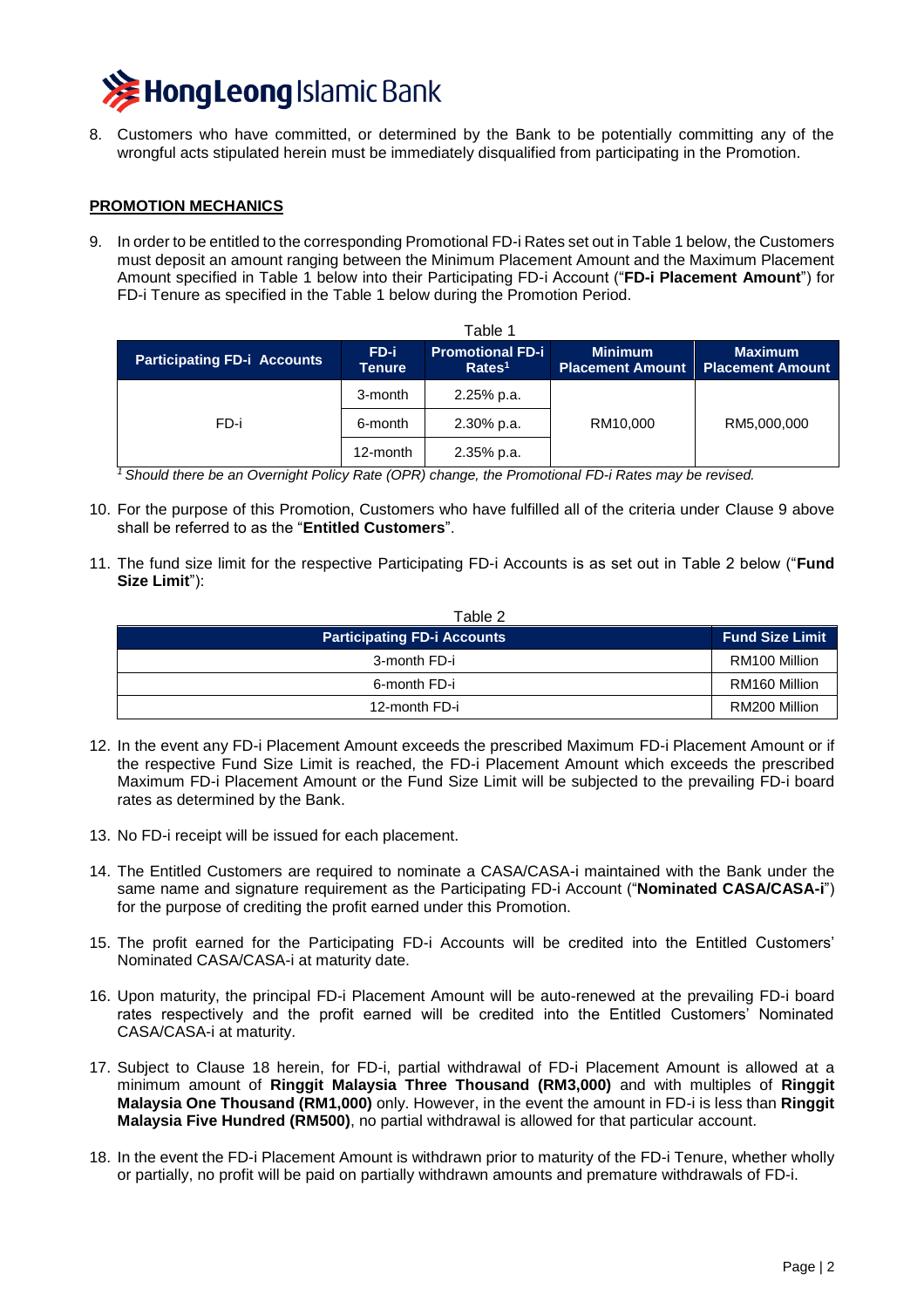8. Customers who have committed, or determined by the Bank to be potentially committing any of the wrongful acts stipulated herein must be immediately disqualified from participating in the Promotion.

**PROMOTION MECHANICS**

9. In order to be entitled to the corresponding Promotional FD-i Rates set out in Table 1 below, the Customers must deposit an amount ranging between the Minimum Placement Amount and the Maximum Placement Amount specified in Table 1 below into their Participating FD-i Account ("**FD-i Placement Amount**") for FD-i Tenure as specified in the Table 1 below during the Promotion Period.

Table 1

| Participating FD-i Accounts | FD-i Tenure | Promotional FD-i Rates[1] | Minimum Placement Amount | Maximum Placement Amount |
|---|---|---|---|---|
| FD-i | 3-month | 2.25% p.a. | RM10,000 | RM5,000,000 |
| | 6-month | 2.30% p.a. | | |
| | 12-month | 2.35% p.a. | | |

*[1] Should there be an Overnight Policy Rate (OPR) change, the Promotional FD-i Rates may be revised.*

10. For the purpose of this Promotion, Customers who have fulfilled all of the criteria under Clause 9 above shall be referred to as the "**Entitled Customers**".

11. The fund size limit for the respective Participating FD-i Accounts is as set out in Table 2 below ("**Fund Size Limit**"):

Table 2

| Participating FD-i Accounts | Fund Size Limit |
|---|---|
| 3-month FD-i | RM100 Million |
| 6-month FD-i | RM160 Million |
| 12-month FD-i | RM200 Million |

12. In the event any FD-i Placement Amount exceeds the prescribed Maximum FD-i Placement Amount or if the respective Fund Size Limit is reached, the FD-i Placement Amount which exceeds the prescribed Maximum FD-i Placement Amount or the Fund Size Limit will be subjected to the prevailing FD-i board rates as determined by the Bank.

13. No FD-i receipt will be issued for each placement.

14. The Entitled Customers are required to nominate a CASA/CASA-i maintained with the Bank under the same name and signature requirement as the Participating FD-i Account ("**Nominated CASA/CASA-i**") for the purpose of crediting the profit earned under this Promotion.

15. The profit earned for the Participating FD-i Accounts will be credited into the Entitled Customers' Nominated CASA/CASA-i at maturity date.

16. Upon maturity, the principal FD-i Placement Amount will be auto-renewed at the prevailing FD-i board rates respectively and the profit earned will be credited into the Entitled Customers' Nominated CASA/CASA-i at maturity.

17. Subject to Clause 18 herein, for FD-i, partial withdrawal of FD-i Placement Amount is allowed at a minimum amount of **Ringgit Malaysia Three Thousand (RM3,000)** and with multiples of **Ringgit Malaysia One Thousand (RM1,000)** only. However, in the event the amount in FD-i is less than **Ringgit Malaysia Five Hundred (RM500)**, no partial withdrawal is allowed for that particular account.

18. In the event the FD-i Placement Amount is withdrawn prior to maturity of the FD-i Tenure, whether wholly or partially, no profit will be paid on partially withdrawn amounts and premature withdrawals of FD-i.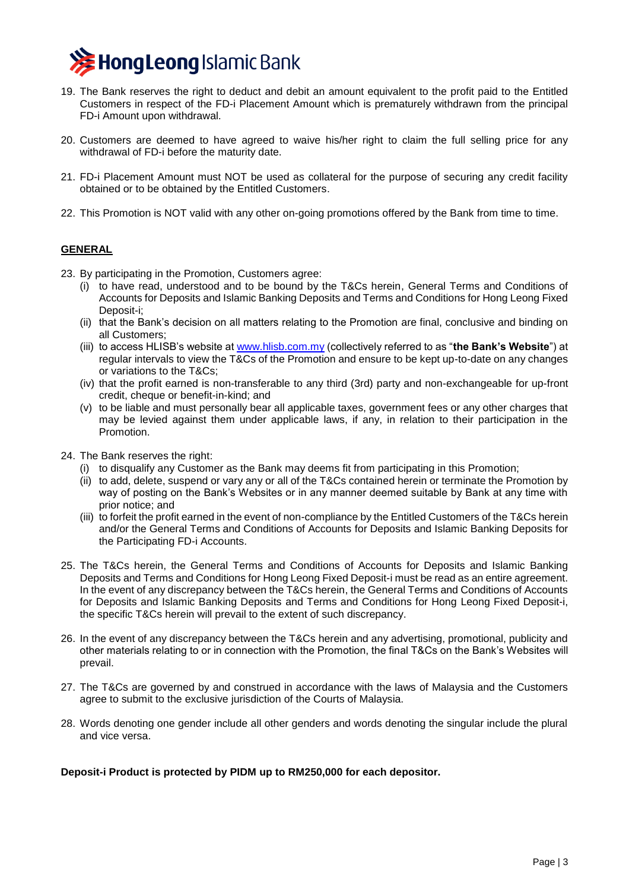19. The Bank reserves the right to deduct and debit an amount equivalent to the profit paid to the Entitled Customers in respect of the FD-i Placement Amount which is prematurely withdrawn from the principal FD-i Amount upon withdrawal.

20. Customers are deemed to have agreed to waive his/her right to claim the full selling price for any withdrawal of FD-i before the maturity date.

21. FD-i Placement Amount must NOT be used as collateral for the purpose of securing any credit facility obtained or to be obtained by the Entitled Customers.

22. This Promotion is NOT valid with any other on-going promotions offered by the Bank from time to time.

## GENERAL

23. By participating in the Promotion, Customers agree:
    (i) to have read, understood and to be bound by the T&Cs herein, General Terms and Conditions of Accounts for Deposits and Islamic Banking Deposits and Terms and Conditions for Hong Leong Fixed Deposit-i;
    (ii) that the Bank's decision on all matters relating to the Promotion are final, conclusive and binding on all Customers;
    (iii) to access HLISB's website at www.hlisb.com.my (collectively referred to as "**the Bank's Website**") at regular intervals to view the T&Cs of the Promotion and ensure to be kept up-to-date on any changes or variations to the T&Cs;
    (iv) that the profit earned is non-transferable to any third (3rd) party and non-exchangeable for up-front credit, cheque or benefit-in-kind; and
    (v) to be liable and must personally bear all applicable taxes, government fees or any other charges that may be levied against them under applicable laws, if any, in relation to their participation in the Promotion.

24. The Bank reserves the right:
    (i) to disqualify any Customer as the Bank may deems fit from participating in this Promotion;
    (ii) to add, delete, suspend or vary any or all of the T&Cs contained herein or terminate the Promotion by way of posting on the Bank's Websites or in any manner deemed suitable by Bank at any time with prior notice; and
    (iii) to forfeit the profit earned in the event of non-compliance by the Entitled Customers of the T&Cs herein and/or the General Terms and Conditions of Accounts for Deposits and Islamic Banking Deposits for the Participating FD-i Accounts.

25. The T&Cs herein, the General Terms and Conditions of Accounts for Deposits and Islamic Banking Deposits and Terms and Conditions for Hong Leong Fixed Deposit-i must be read as an entire agreement. In the event of any discrepancy between the T&Cs herein, the General Terms and Conditions of Accounts for Deposits and Islamic Banking Deposits and Terms and Conditions for Hong Leong Fixed Deposit-i, the specific T&Cs herein will prevail to the extent of such discrepancy.

26. In the event of any discrepancy between the T&Cs herein and any advertising, promotional, publicity and other materials relating to or in connection with the Promotion, the final T&Cs on the Bank's Websites will prevail.

27. The T&Cs are governed by and construed in accordance with the laws of Malaysia and the Customers agree to submit to the exclusive jurisdiction of the Courts of Malaysia.

28. Words denoting one gender include all other genders and words denoting the singular include the plural and vice versa.

**Deposit-i Product is protected by PIDM up to RM250,000 for each depositor.**